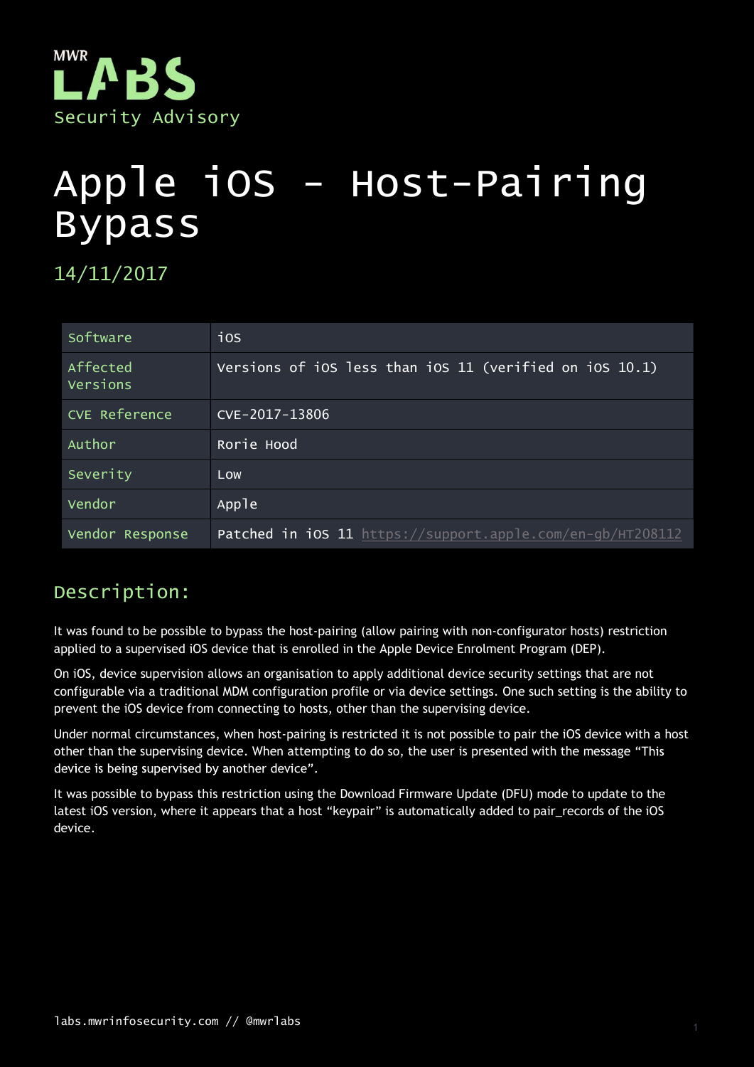MWR LABS
Security Advisory

# Apple iOS – Host-Pairing Bypass

14/11/2017

| | |
|---|---|
| Software | iOS |
| Affected Versions | Versions of iOS less than iOS 11 (verified on iOS 10.1) |
| CVE Reference | CVE-2017-13806 |
| Author | Rorie Hood |
| Severity | Low |
| Vendor | Apple |
| Vendor Response | Patched in iOS 11 https://support.apple.com/en-gb/HT208112 |

## Description:

It was found to be possible to bypass the host-pairing (allow pairing with non-configurator hosts) restriction applied to a supervised iOS device that is enrolled in the Apple Device Enrolment Program (DEP).

On iOS, device supervision allows an organisation to apply additional device security settings that are not configurable via a traditional MDM configuration profile or via device settings. One such setting is the ability to prevent the iOS device from connecting to hosts, other than the supervising device.

Under normal circumstances, when host-pairing is restricted it is not possible to pair the iOS device with a host other than the supervising device. When attempting to do so, the user is presented with the message "This device is being supervised by another device".

It was possible to bypass this restriction using the Download Firmware Update (DFU) mode to update to the latest iOS version, where it appears that a host "keypair" is automatically added to pair_records of the iOS device.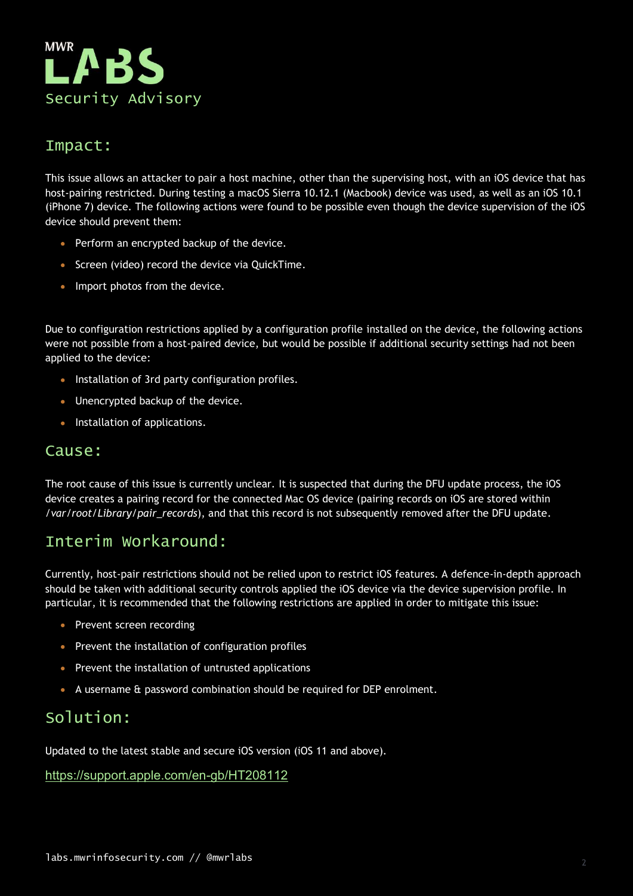## Impact:

This issue allows an attacker to pair a host machine, other than the supervising host, with an iOS device that has host-pairing restricted. During testing a macOS Sierra 10.12.1 (Macbook) device was used, as well as an iOS 10.1 (iPhone 7) device. The following actions were found to be possible even though the device supervision of the iOS device should prevent them:

- Perform an encrypted backup of the device.
- Screen (video) record the device via QuickTime.
- Import photos from the device.

Due to configuration restrictions applied by a configuration profile installed on the device, the following actions were not possible from a host-paired device, but would be possible if additional security settings had not been applied to the device:

- Installation of 3rd party configuration profiles.
- Unencrypted backup of the device.
- Installation of applications.

## Cause:

The root cause of this issue is currently unclear. It is suspected that during the DFU update process, the iOS device creates a pairing record for the connected Mac OS device (pairing records on iOS are stored within */var/root/Library/pair_records*), and that this record is not subsequently removed after the DFU update.

## Interim Workaround:

Currently, host-pair restrictions should not be relied upon to restrict iOS features. A defence-in-depth approach should be taken with additional security controls applied the iOS device via the device supervision profile. In particular, it is recommended that the following restrictions are applied in order to mitigate this issue:

- Prevent screen recording
- Prevent the installation of configuration profiles
- Prevent the installation of untrusted applications
- A username & password combination should be required for DEP enrolment.

## Solution:

Updated to the latest stable and secure iOS version (iOS 11 and above).

https://support.apple.com/en-gb/HT208112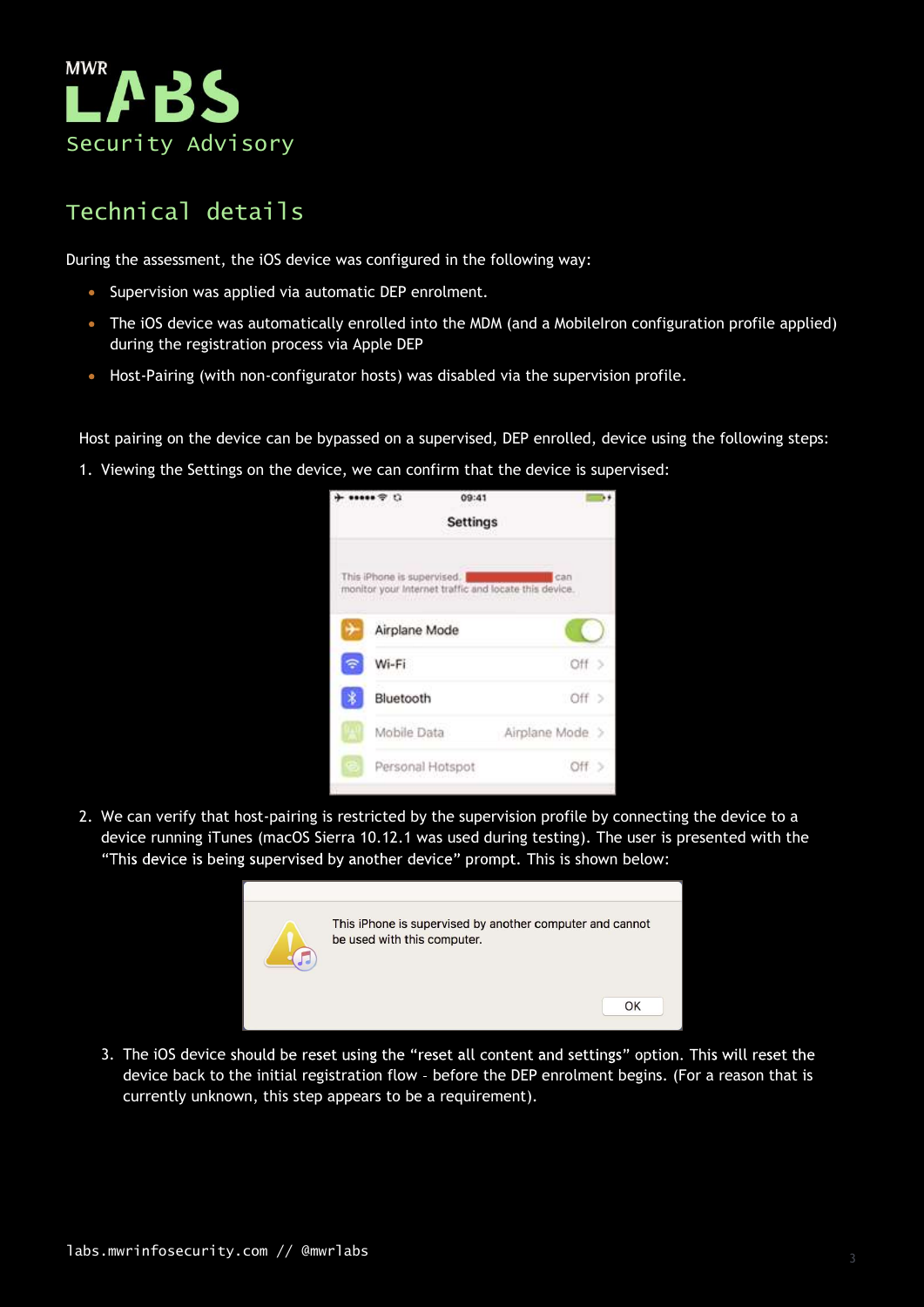## Technical details

During the assessment, the iOS device was configured in the following way:

- Supervision was applied via automatic DEP enrolment.
- The iOS device was automatically enrolled into the MDM (and a MobileIron configuration profile applied) during the registration process via Apple DEP
- Host-Pairing (with non-configurator hosts) was disabled via the supervision profile.

Host pairing on the device can be bypassed on a supervised, DEP enrolled, device using the following steps:

1. Viewing the Settings on the device, we can confirm that the device is supervised:

2. We can verify that host-pairing is restricted by the supervision profile by connecting the device to a device running iTunes (macOS Sierra 10.12.1 was used during testing). The user is presented with the "This device is being supervised by another device" prompt. This is shown below:

3. The iOS device should be reset using the "reset all content and settings" option. This will reset the device back to the initial registration flow - before the DEP enrolment begins. (For a reason that is currently unknown, this step appears to be a requirement).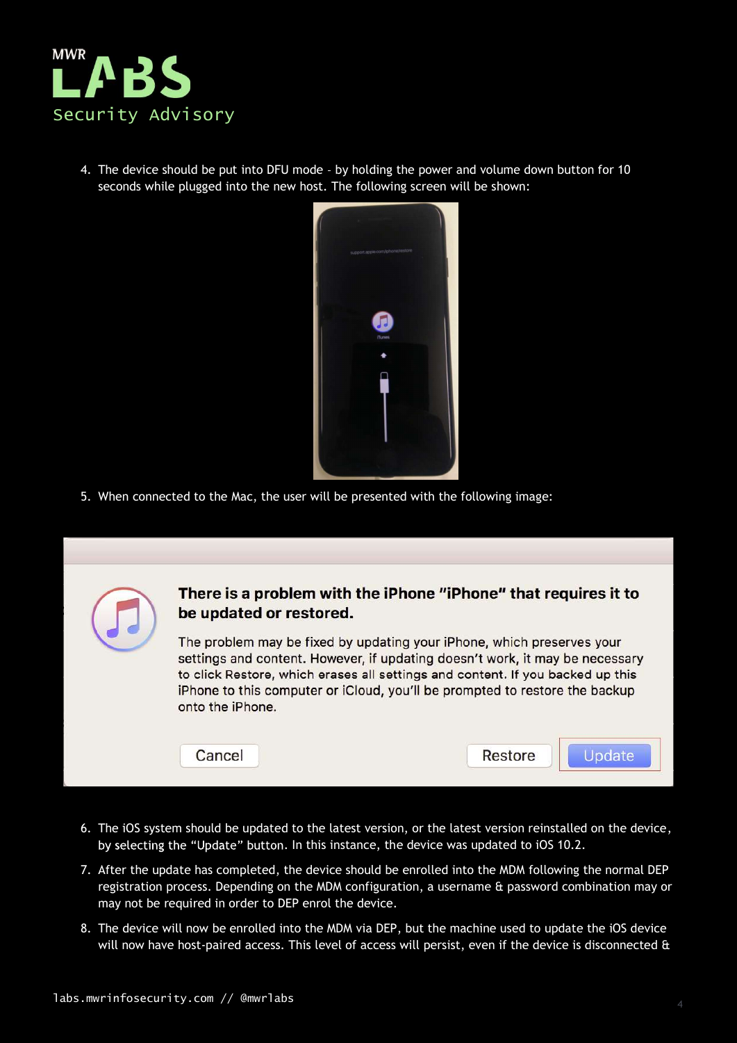4. The device should be put into DFU mode - by holding the power and volume down button for 10 seconds while plugged into the new host. The following screen will be shown:

5. When connected to the Mac, the user will be presented with the following image:

6. The iOS system should be updated to the latest version, or the latest version reinstalled on the device, by selecting the "Update" button. In this instance, the device was updated to iOS 10.2.

7. After the update has completed, the device should be enrolled into the MDM following the normal DEP registration process. Depending on the MDM configuration, a username & password combination may or may not be required in order to DEP enrol the device.

8. The device will now be enrolled into the MDM via DEP, but the machine used to update the iOS device will now have host-paired access. This level of access will persist, even if the device is disconnected &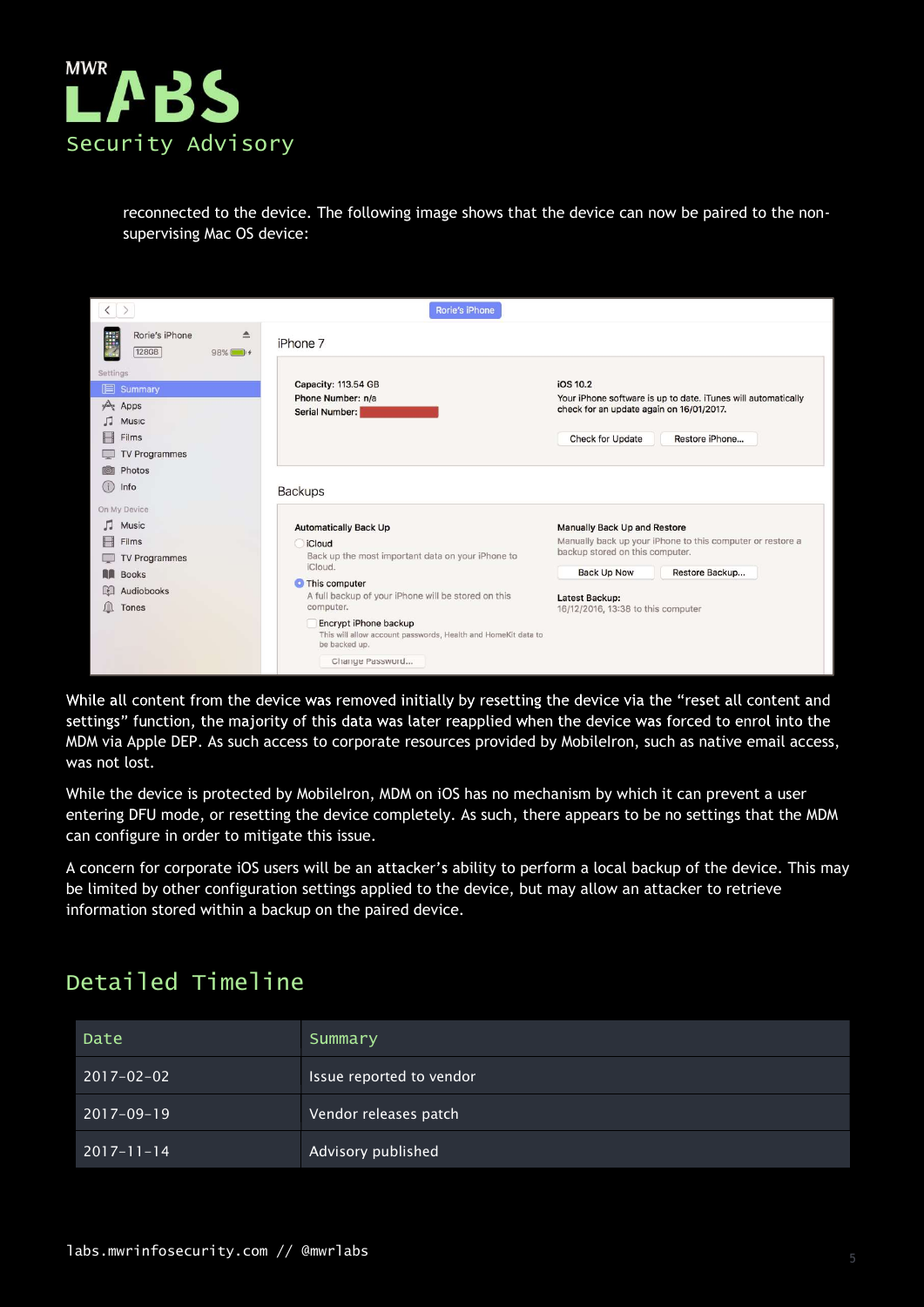reconnected to the device. The following image shows that the device can now be paired to the non-supervising Mac OS device:

While all content from the device was removed initially by resetting the device via the "reset all content and settings" function, the majority of this data was later reapplied when the device was forced to enrol into the MDM via Apple DEP. As such access to corporate resources provided by MobileIron, such as native email access, was not lost.

While the device is protected by MobileIron, MDM on iOS has no mechanism by which it can prevent a user entering DFU mode, or resetting the device completely. As such, there appears to be no settings that the MDM can configure in order to mitigate this issue.

A concern for corporate iOS users will be an attacker's ability to perform a local backup of the device. This may be limited by other configuration settings applied to the device, but may allow an attacker to retrieve information stored within a backup on the paired device.

## Detailed Timeline

| Date | Summary |
|---|---|
| 2017-02-02 | Issue reported to vendor |
| 2017-09-19 | Vendor releases patch |
| 2017-11-14 | Advisory published |